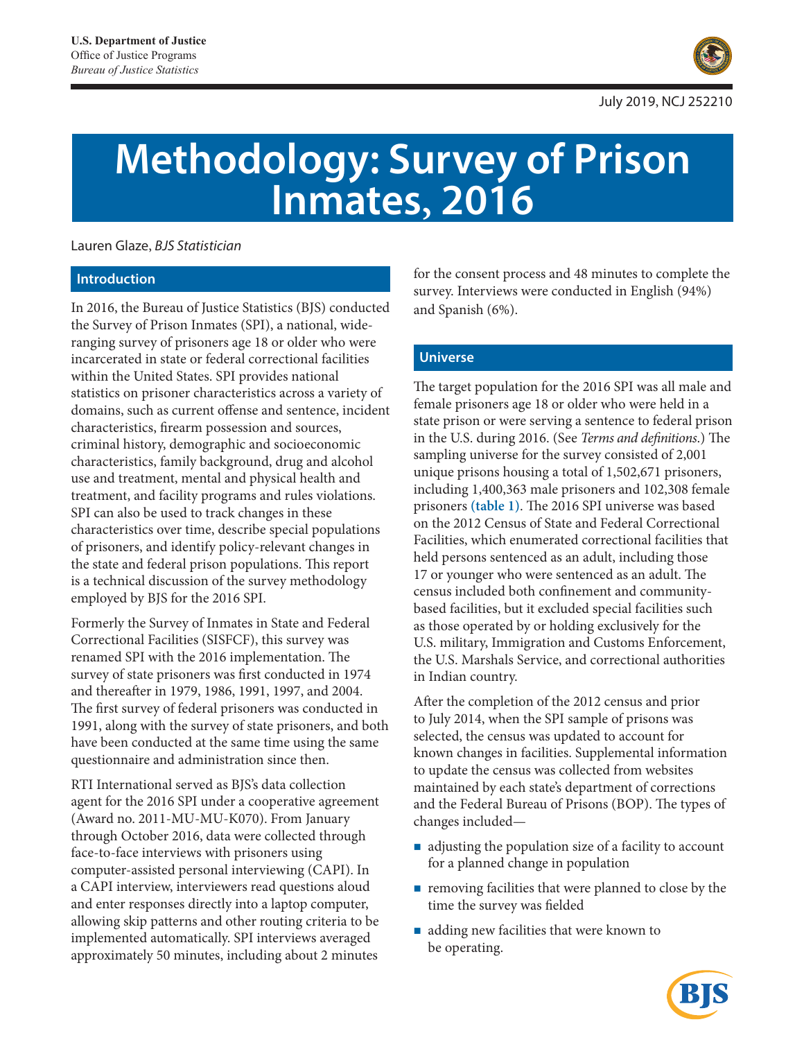U.S. Department of Justice
Office of Justice Programs
*Bureau of Justice Statistics*

July 2019, NCJ 252210

# Methodology: Survey of Prison Inmates, 2016

Lauren Glaze, *BJS Statistician*

## Introduction

In 2016, the Bureau of Justice Statistics (BJS) conducted the Survey of Prison Inmates (SPI), a national, wide-ranging survey of prisoners age 18 or older who were incarcerated in state or federal correctional facilities within the United States. SPI provides national statistics on prisoner characteristics across a variety of domains, such as current offense and sentence, incident characteristics, firearm possession and sources, criminal history, demographic and socioeconomic characteristics, family background, drug and alcohol use and treatment, mental and physical health and treatment, and facility programs and rules violations. SPI can also be used to track changes in these characteristics over time, describe special populations of prisoners, and identify policy-relevant changes in the state and federal prison populations. This report is a technical discussion of the survey methodology employed by BJS for the 2016 SPI.

Formerly the Survey of Inmates in State and Federal Correctional Facilities (SISFCF), this survey was renamed SPI with the 2016 implementation. The survey of state prisoners was first conducted in 1974 and thereafter in 1979, 1986, 1991, 1997, and 2004. The first survey of federal prisoners was conducted in 1991, along with the survey of state prisoners, and both have been conducted at the same time using the same questionnaire and administration since then.

RTI International served as BJS's data collection agent for the 2016 SPI under a cooperative agreement (Award no. 2011-MU-MU-K070). From January through October 2016, data were collected through face-to-face interviews with prisoners using computer-assisted personal interviewing (CAPI). In a CAPI interview, interviewers read questions aloud and enter responses directly into a laptop computer, allowing skip patterns and other routing criteria to be implemented automatically. SPI interviews averaged approximately 50 minutes, including about 2 minutes for the consent process and 48 minutes to complete the survey. Interviews were conducted in English (94%) and Spanish (6%).

## Universe

The target population for the 2016 SPI was all male and female prisoners age 18 or older who were held in a state prison or were serving a sentence to federal prison in the U.S. during 2016. (See *Terms and definitions*.) The sampling universe for the survey consisted of 2,001 unique prisons housing a total of 1,502,671 prisoners, including 1,400,363 male prisoners and 102,308 female prisoners **(table 1)**. The 2016 SPI universe was based on the 2012 Census of State and Federal Correctional Facilities, which enumerated correctional facilities that held persons sentenced as an adult, including those 17 or younger who were sentenced as an adult. The census included both confinement and community-based facilities, but it excluded special facilities such as those operated by or holding exclusively for the U.S. military, Immigration and Customs Enforcement, the U.S. Marshals Service, and correctional authorities in Indian country.

After the completion of the 2012 census and prior to July 2014, when the SPI sample of prisons was selected, the census was updated to account for known changes in facilities. Supplemental information to update the census was collected from websites maintained by each state's department of corrections and the Federal Bureau of Prisons (BOP). The types of changes included—

- adjusting the population size of a facility to account for a planned change in population
- removing facilities that were planned to close by the time the survey was fielded
- adding new facilities that were known to be operating.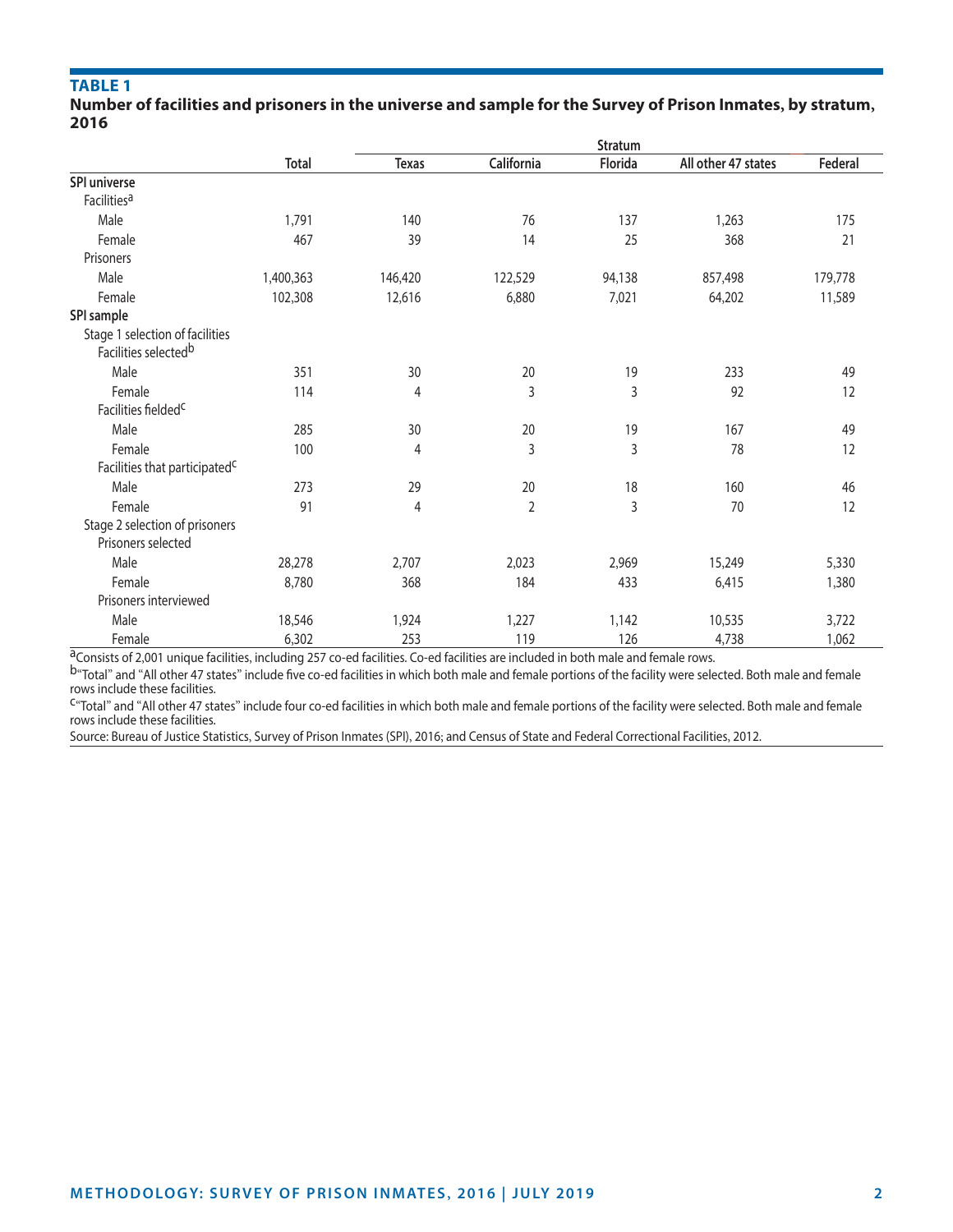**TABLE 1**

**Number of facilities and prisoners in the universe and sample for the Survey of Prison Inmates, by stratum, 2016**

| | Total | Stratum | | | | |
|---|---|---|---|---|---|---|
| | | Texas | California | Florida | All other 47 states | Federal |
| **SPI universe** | | | | | | |
| Facilities[a] | | | | | | |
| Male | 1,791 | 140 | 76 | 137 | 1,263 | 175 |
| Female | 467 | 39 | 14 | 25 | 368 | 21 |
| Prisoners | | | | | | |
| Male | 1,400,363 | 146,420 | 122,529 | 94,138 | 857,498 | 179,778 |
| Female | 102,308 | 12,616 | 6,880 | 7,021 | 64,202 | 11,589 |
| **SPI sample** | | | | | | |
| Stage 1 selection of facilities | | | | | | |
| Facilities selected[b] | | | | | | |
| Male | 351 | 30 | 20 | 19 | 233 | 49 |
| Female | 114 | 4 | 3 | 3 | 92 | 12 |
| Facilities fielded[c] | | | | | | |
| Male | 285 | 30 | 20 | 19 | 167 | 49 |
| Female | 100 | 4 | 3 | 3 | 78 | 12 |
| Facilities that participated[c] | | | | | | |
| Male | 273 | 29 | 20 | 18 | 160 | 46 |
| Female | 91 | 4 | 2 | 3 | 70 | 12 |
| Stage 2 selection of prisoners | | | | | | |
| Prisoners selected | | | | | | |
| Male | 28,278 | 2,707 | 2,023 | 2,969 | 15,249 | 5,330 |
| Female | 8,780 | 368 | 184 | 433 | 6,415 | 1,380 |
| Prisoners interviewed | | | | | | |
| Male | 18,546 | 1,924 | 1,227 | 1,142 | 10,535 | 3,722 |
| Female | 6,302 | 253 | 119 | 126 | 4,738 | 1,062 |

[a]Consists of 2,001 unique facilities, including 257 co-ed facilities. Co-ed facilities are included in both male and female rows.

[b]"Total" and "All other 47 states" include five co-ed facilities in which both male and female portions of the facility were selected. Both male and female rows include these facilities.

[c]"Total" and "All other 47 states" include four co-ed facilities in which both male and female portions of the facility were selected. Both male and female rows include these facilities.

Source: Bureau of Justice Statistics, Survey of Prison Inmates (SPI), 2016; and Census of State and Federal Correctional Facilities, 2012.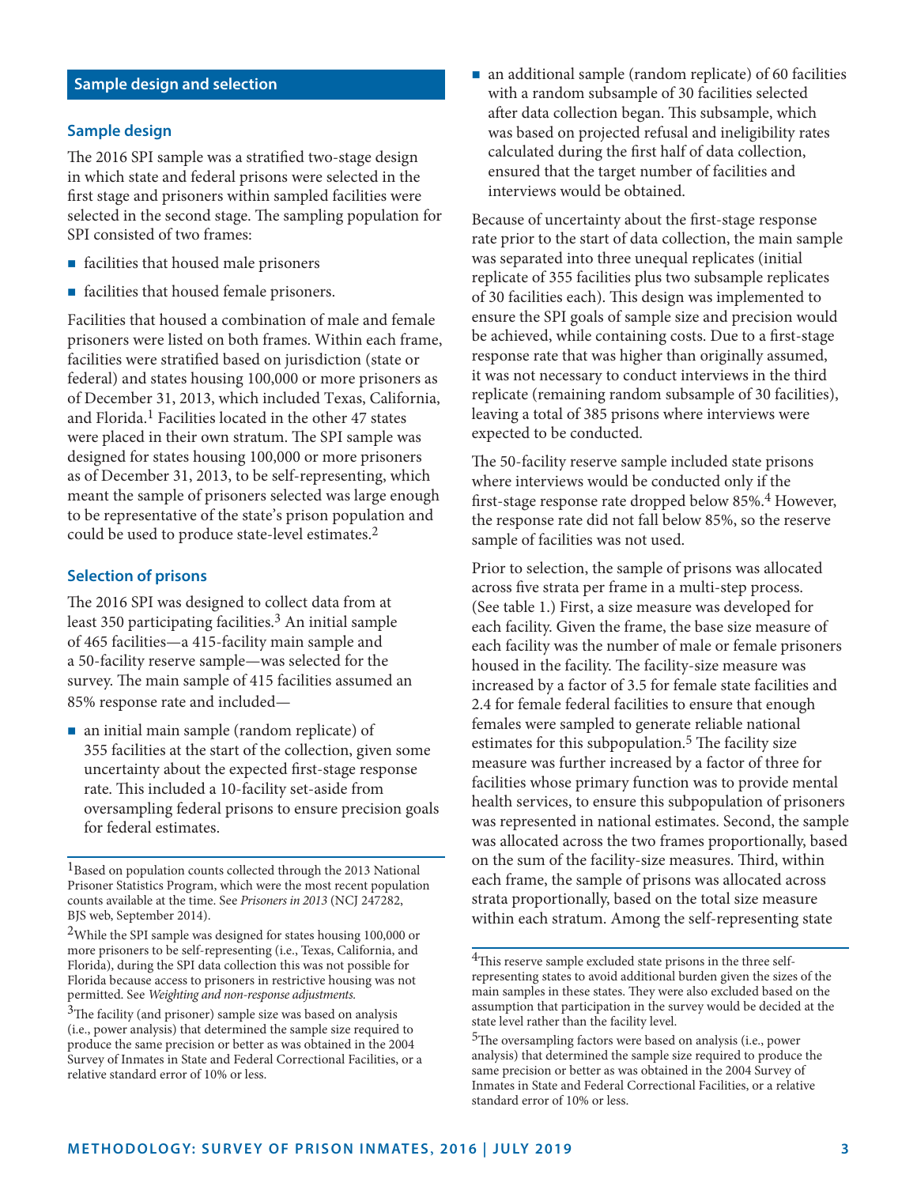## Sample design and selection

### Sample design

The 2016 SPI sample was a stratified two-stage design in which state and federal prisons were selected in the first stage and prisoners within sampled facilities were selected in the second stage. The sampling population for SPI consisted of two frames:

- facilities that housed male prisoners
- facilities that housed female prisoners.

Facilities that housed a combination of male and female prisoners were listed on both frames. Within each frame, facilities were stratified based on jurisdiction (state or federal) and states housing 100,000 or more prisoners as of December 31, 2013, which included Texas, California, and Florida.[1] Facilities located in the other 47 states were placed in their own stratum. The SPI sample was designed for states housing 100,000 or more prisoners as of December 31, 2013, to be self-representing, which meant the sample of prisoners selected was large enough to be representative of the state's prison population and could be used to produce state-level estimates.[2]

### Selection of prisons

The 2016 SPI was designed to collect data from at least 350 participating facilities.[3] An initial sample of 465 facilities—a 415-facility main sample and a 50-facility reserve sample—was selected for the survey. The main sample of 415 facilities assumed an 85% response rate and included—

- an initial main sample (random replicate) of 355 facilities at the start of the collection, given some uncertainty about the expected first-stage response rate. This included a 10-facility set-aside from oversampling federal prisons to ensure precision goals for federal estimates.
- an additional sample (random replicate) of 60 facilities with a random subsample of 30 facilities selected after data collection began. This subsample, which was based on projected refusal and ineligibility rates calculated during the first half of data collection, ensured that the target number of facilities and interviews would be obtained.

Because of uncertainty about the first-stage response rate prior to the start of data collection, the main sample was separated into three unequal replicates (initial replicate of 355 facilities plus two subsample replicates of 30 facilities each). This design was implemented to ensure the SPI goals of sample size and precision would be achieved, while containing costs. Due to a first-stage response rate that was higher than originally assumed, it was not necessary to conduct interviews in the third replicate (remaining random subsample of 30 facilities), leaving a total of 385 prisons where interviews were expected to be conducted.

The 50-facility reserve sample included state prisons where interviews would be conducted only if the first-stage response rate dropped below 85%.[4] However, the response rate did not fall below 85%, so the reserve sample of facilities was not used.

Prior to selection, the sample of prisons was allocated across five strata per frame in a multi-step process. (See table 1.) First, a size measure was developed for each facility. Given the frame, the base size measure of each facility was the number of male or female prisoners housed in the facility. The facility-size measure was increased by a factor of 3.5 for female state facilities and 2.4 for female federal facilities to ensure that enough females were sampled to generate reliable national estimates for this subpopulation.[5] The facility size measure was further increased by a factor of three for facilities whose primary function was to provide mental health services, to ensure this subpopulation of prisoners was represented in national estimates. Second, the sample was allocated across the two frames proportionally, based on the sum of the facility-size measures. Third, within each frame, the sample of prisons was allocated across strata proportionally, based on the total size measure within each stratum. Among the self-representing state

---

[1]Based on population counts collected through the 2013 National Prisoner Statistics Program, which were the most recent population counts available at the time. See *Prisoners in 2013* (NCJ 247282, BJS web, September 2014).

[2]While the SPI sample was designed for states housing 100,000 or more prisoners to be self-representing (i.e., Texas, California, and Florida), during the SPI data collection this was not possible for Florida because access to prisoners in restrictive housing was not permitted. See *Weighting and non-response adjustments.*

[3]The facility (and prisoner) sample size was based on analysis (i.e., power analysis) that determined the sample size required to produce the same precision or better as was obtained in the 2004 Survey of Inmates in State and Federal Correctional Facilities, or a relative standard error of 10% or less.

[4]This reserve sample excluded state prisons in the three self-representing states to avoid additional burden given the sizes of the main samples in these states. They were also excluded based on the assumption that participation in the survey would be decided at the state level rather than the facility level.

[5]The oversampling factors were based on analysis (i.e., power analysis) that determined the sample size required to produce the same precision or better as was obtained in the 2004 Survey of Inmates in State and Federal Correctional Facilities, or a relative standard error of 10% or less.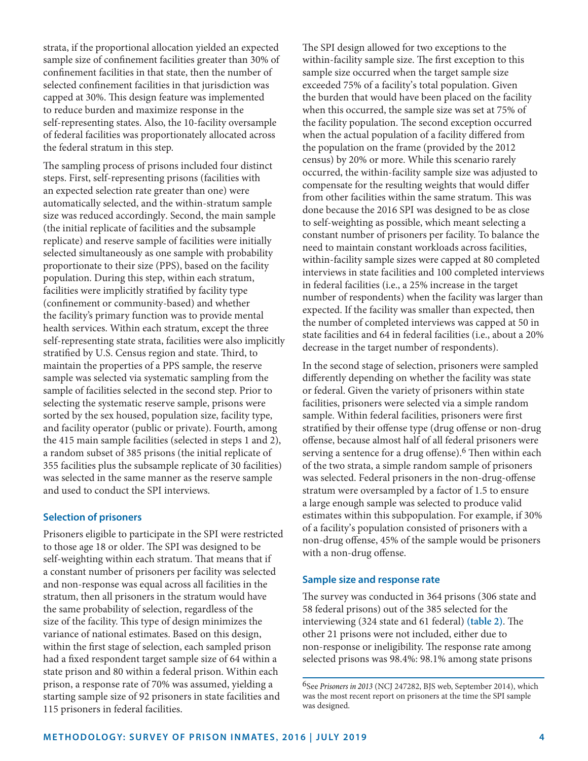strata, if the proportional allocation yielded an expected sample size of confinement facilities greater than 30% of confinement facilities in that state, then the number of selected confinement facilities in that jurisdiction was capped at 30%. This design feature was implemented to reduce burden and maximize response in the self-representing states. Also, the 10-facility oversample of federal facilities was proportionately allocated across the federal stratum in this step.

The sampling process of prisons included four distinct steps. First, self-representing prisons (facilities with an expected selection rate greater than one) were automatically selected, and the within-stratum sample size was reduced accordingly. Second, the main sample (the initial replicate of facilities and the subsample replicate) and reserve sample of facilities were initially selected simultaneously as one sample with probability proportionate to their size (PPS), based on the facility population. During this step, within each stratum, facilities were implicitly stratified by facility type (confinement or community-based) and whether the facility's primary function was to provide mental health services. Within each stratum, except the three self-representing state strata, facilities were also implicitly stratified by U.S. Census region and state. Third, to maintain the properties of a PPS sample, the reserve sample was selected via systematic sampling from the sample of facilities selected in the second step. Prior to selecting the systematic reserve sample, prisons were sorted by the sex housed, population size, facility type, and facility operator (public or private). Fourth, among the 415 main sample facilities (selected in steps 1 and 2), a random subset of 385 prisons (the initial replicate of 355 facilities plus the subsample replicate of 30 facilities) was selected in the same manner as the reserve sample and used to conduct the SPI interviews.

### Selection of prisoners

Prisoners eligible to participate in the SPI were restricted to those age 18 or older. The SPI was designed to be self-weighting within each stratum. That means that if a constant number of prisoners per facility was selected and non-response was equal across all facilities in the stratum, then all prisoners in the stratum would have the same probability of selection, regardless of the size of the facility. This type of design minimizes the variance of national estimates. Based on this design, within the first stage of selection, each sampled prison had a fixed respondent target sample size of 64 within a state prison and 80 within a federal prison. Within each prison, a response rate of 70% was assumed, yielding a starting sample size of 92 prisoners in state facilities and 115 prisoners in federal facilities.

The SPI design allowed for two exceptions to the within-facility sample size. The first exception to this sample size occurred when the target sample size exceeded 75% of a facility's total population. Given the burden that would have been placed on the facility when this occurred, the sample size was set at 75% of the facility population. The second exception occurred when the actual population of a facility differed from the population on the frame (provided by the 2012 census) by 20% or more. While this scenario rarely occurred, the within-facility sample size was adjusted to compensate for the resulting weights that would differ from other facilities within the same stratum. This was done because the 2016 SPI was designed to be as close to self-weighting as possible, which meant selecting a constant number of prisoners per facility. To balance the need to maintain constant workloads across facilities, within-facility sample sizes were capped at 80 completed interviews in state facilities and 100 completed interviews in federal facilities (i.e., a 25% increase in the target number of respondents) when the facility was larger than expected. If the facility was smaller than expected, then the number of completed interviews was capped at 50 in state facilities and 64 in federal facilities (i.e., about a 20% decrease in the target number of respondents).

In the second stage of selection, prisoners were sampled differently depending on whether the facility was state or federal. Given the variety of prisoners within state facilities, prisoners were selected via a simple random sample. Within federal facilities, prisoners were first stratified by their offense type (drug offense or non-drug offense, because almost half of all federal prisoners were serving a sentence for a drug offense).[6] Then within each of the two strata, a simple random sample of prisoners was selected. Federal prisoners in the non-drug-offense stratum were oversampled by a factor of 1.5 to ensure a large enough sample was selected to produce valid estimates within this subpopulation. For example, if 30% of a facility's population consisted of prisoners with a non-drug offense, 45% of the sample would be prisoners with a non-drug offense.

### Sample size and response rate

The survey was conducted in 364 prisons (306 state and 58 federal prisons) out of the 385 selected for the interviewing (324 state and 61 federal) **(table 2)**. The other 21 prisons were not included, either due to non-response or ineligibility. The response rate among selected prisons was 98.4%: 98.1% among state prisons

[6]See *Prisoners in 2013* (NCJ 247282, BJS web, September 2014), which was the most recent report on prisoners at the time the SPI sample was designed.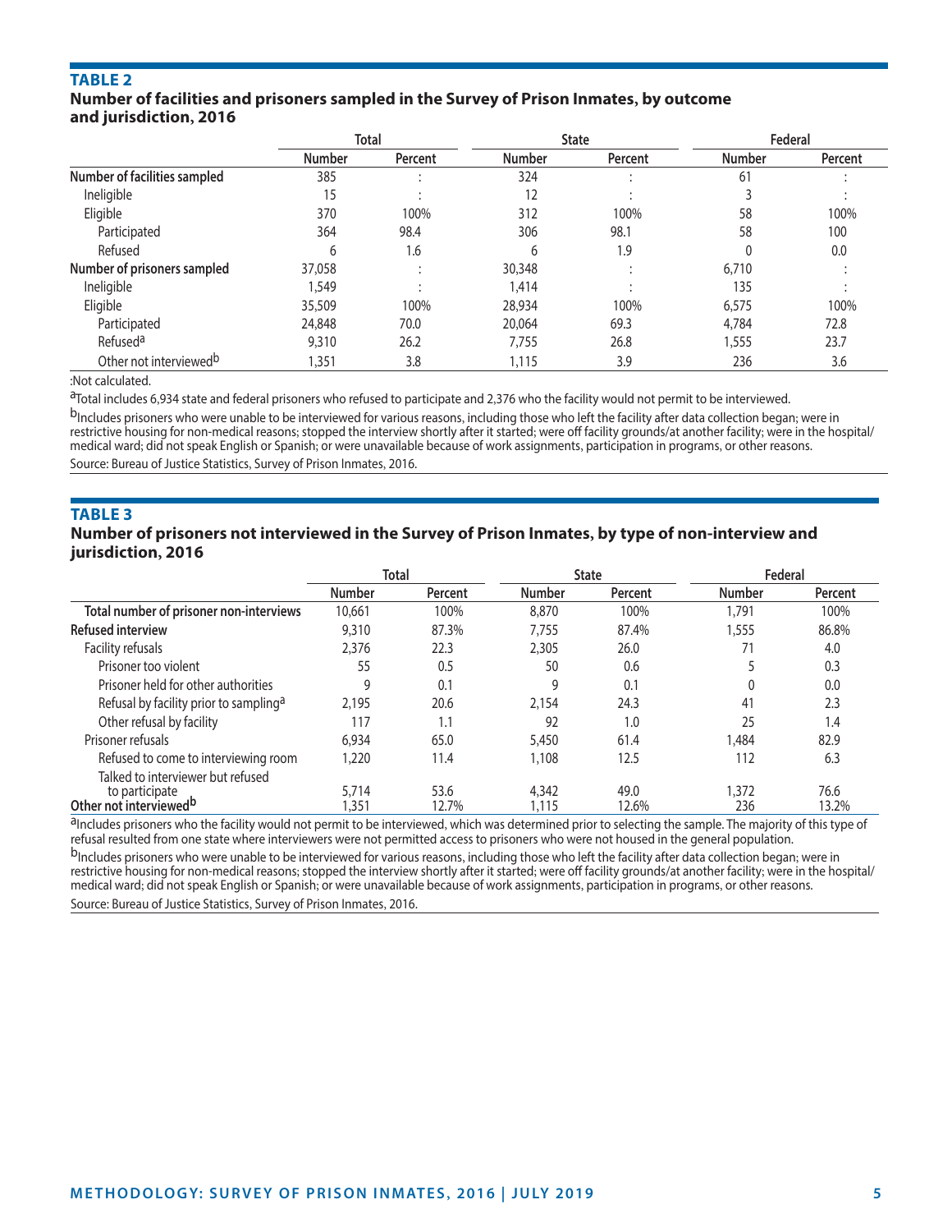## TABLE 2

### Number of facilities and prisoners sampled in the Survey of Prison Inmates, by outcome and jurisdiction, 2016

| | Total | | State | | Federal | |
|---|---|---|---|---|---|---|
| | Number | Percent | Number | Percent | Number | Percent |
| **Number of facilities sampled** | 385 | : | 324 | : | 61 | : |
| Ineligible | 15 | : | 12 | : | 3 | : |
| Eligible | 370 | 100% | 312 | 100% | 58 | 100% |
| Participated | 364 | 98.4 | 306 | 98.1 | 58 | 100 |
| Refused | 6 | 1.6 | 6 | 1.9 | 0 | 0.0 |
| **Number of prisoners sampled** | 37,058 | : | 30,348 | : | 6,710 | : |
| Ineligible | 1,549 | : | 1,414 | : | 135 | : |
| Eligible | 35,509 | 100% | 28,934 | 100% | 6,575 | 100% |
| Participated | 24,848 | 70.0 | 20,064 | 69.3 | 4,784 | 72.8 |
| Refused[a] | 9,310 | 26.2 | 7,755 | 26.8 | 1,555 | 23.7 |
| Other not interviewed[b] | 1,351 | 3.8 | 1,115 | 3.9 | 236 | 3.6 |

:Not calculated.

[a]Total includes 6,934 state and federal prisoners who refused to participate and 2,376 who the facility would not permit to be interviewed.

[b]Includes prisoners who were unable to be interviewed for various reasons, including those who left the facility after data collection began; were in restrictive housing for non-medical reasons; stopped the interview shortly after it started; were off facility grounds/at another facility; were in the hospital/medical ward; did not speak English or Spanish; or were unavailable because of work assignments, participation in programs, or other reasons.

Source: Bureau of Justice Statistics, Survey of Prison Inmates, 2016.

## TABLE 3

### Number of prisoners not interviewed in the Survey of Prison Inmates, by type of non-interview and jurisdiction, 2016

| | Total | | State | | Federal | |
|---|---|---|---|---|---|---|
| | Number | Percent | Number | Percent | Number | Percent |
| **Total number of prisoner non-interviews** | 10,661 | 100% | 8,870 | 100% | 1,791 | 100% |
| **Refused interview** | 9,310 | 87.3% | 7,755 | 87.4% | 1,555 | 86.8% |
| Facility refusals | 2,376 | 22.3 | 2,305 | 26.0 | 71 | 4.0 |
| Prisoner too violent | 55 | 0.5 | 50 | 0.6 | 5 | 0.3 |
| Prisoner held for other authorities | 9 | 0.1 | 9 | 0.1 | 0 | 0.0 |
| Refusal by facility prior to sampling[a] | 2,195 | 20.6 | 2,154 | 24.3 | 41 | 2.3 |
| Other refusal by facility | 117 | 1.1 | 92 | 1.0 | 25 | 1.4 |
| Prisoner refusals | 6,934 | 65.0 | 5,450 | 61.4 | 1,484 | 82.9 |
| Refused to come to interviewing room | 1,220 | 11.4 | 1,108 | 12.5 | 112 | 6.3 |
| Talked to interviewer but refused to participate | 5,714 | 53.6 | 4,342 | 49.0 | 1,372 | 76.6 |
| **Other not interviewed[b]** | 1,351 | 12.7% | 1,115 | 12.6% | 236 | 13.2% |

[a]Includes prisoners who the facility would not permit to be interviewed, which was determined prior to selecting the sample. The majority of this type of refusal resulted from one state where interviewers were not permitted access to prisoners who were not housed in the general population.

[b]Includes prisoners who were unable to be interviewed for various reasons, including those who left the facility after data collection began; were in restrictive housing for non-medical reasons; stopped the interview shortly after it started; were off facility grounds/at another facility; were in the hospital/medical ward; did not speak English or Spanish; or were unavailable because of work assignments, participation in programs, or other reasons.

Source: Bureau of Justice Statistics, Survey of Prison Inmates, 2016.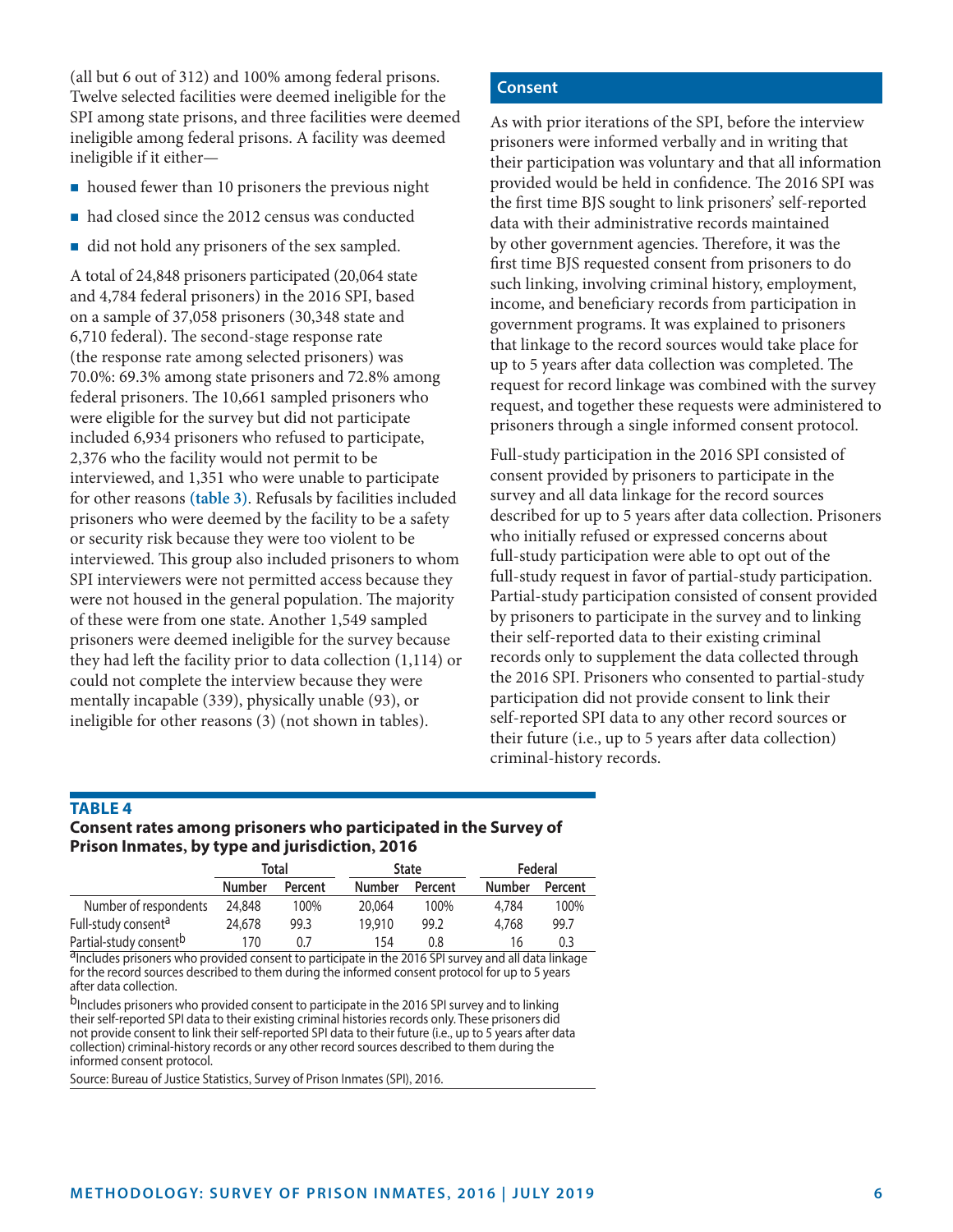(all but 6 out of 312) and 100% among federal prisons. Twelve selected facilities were deemed ineligible for the SPI among state prisons, and three facilities were deemed ineligible among federal prisons. A facility was deemed ineligible if it either—

- housed fewer than 10 prisoners the previous night
- had closed since the 2012 census was conducted
- did not hold any prisoners of the sex sampled.

A total of 24,848 prisoners participated (20,064 state and 4,784 federal prisoners) in the 2016 SPI, based on a sample of 37,058 prisoners (30,348 state and 6,710 federal). The second-stage response rate (the response rate among selected prisoners) was 70.0%: 69.3% among state prisoners and 72.8% among federal prisoners. The 10,661 sampled prisoners who were eligible for the survey but did not participate included 6,934 prisoners who refused to participate, 2,376 who the facility would not permit to be interviewed, and 1,351 who were unable to participate for other reasons **(table 3)**. Refusals by facilities included prisoners who were deemed by the facility to be a safety or security risk because they were too violent to be interviewed. This group also included prisoners to whom SPI interviewers were not permitted access because they were not housed in the general population. The majority of these were from one state. Another 1,549 sampled prisoners were deemed ineligible for the survey because they had left the facility prior to data collection (1,114) or could not complete the interview because they were mentally incapable (339), physically unable (93), or ineligible for other reasons (3) (not shown in tables).

## Consent

As with prior iterations of the SPI, before the interview prisoners were informed verbally and in writing that their participation was voluntary and that all information provided would be held in confidence. The 2016 SPI was the first time BJS sought to link prisoners' self-reported data with their administrative records maintained by other government agencies. Therefore, it was the first time BJS requested consent from prisoners to do such linking, involving criminal history, employment, income, and beneficiary records from participation in government programs. It was explained to prisoners that linkage to the record sources would take place for up to 5 years after data collection was completed. The request for record linkage was combined with the survey request, and together these requests were administered to prisoners through a single informed consent protocol.

Full-study participation in the 2016 SPI consisted of consent provided by prisoners to participate in the survey and all data linkage for the record sources described for up to 5 years after data collection. Prisoners who initially refused or expressed concerns about full-study participation were able to opt out of the full-study request in favor of partial-study participation. Partial-study participation consisted of consent provided by prisoners to participate in the survey and to linking their self-reported data to their existing criminal records only to supplement the data collected through the 2016 SPI. Prisoners who consented to partial-study participation did not provide consent to link their self-reported SPI data to any other record sources or their future (i.e., up to 5 years after data collection) criminal-history records.

**TABLE 4**
**Consent rates among prisoners who participated in the Survey of Prison Inmates, by type and jurisdiction, 2016**

| | Total | | State | | Federal | |
|---|---|---|---|---|---|---|
| | Number | Percent | Number | Percent | Number | Percent |
| Number of respondents | 24,848 | 100% | 20,064 | 100% | 4,784 | 100% |
| Full-study consent[a] | 24,678 | 99.3 | 19,910 | 99.2 | 4,768 | 99.7 |
| Partial-study consent[b] | 170 | 0.7 | 154 | 0.8 | 16 | 0.3 |

[a]Includes prisoners who provided consent to participate in the 2016 SPI survey and all data linkage for the record sources described to them during the informed consent protocol for up to 5 years after data collection.

[b]Includes prisoners who provided consent to participate in the 2016 SPI survey and to linking their self-reported SPI data to their existing criminal histories records only. These prisoners did not provide consent to link their self-reported SPI data to their future (i.e., up to 5 years after data collection) criminal-history records or any other record sources described to them during the informed consent protocol.

Source: Bureau of Justice Statistics, Survey of Prison Inmates (SPI), 2016.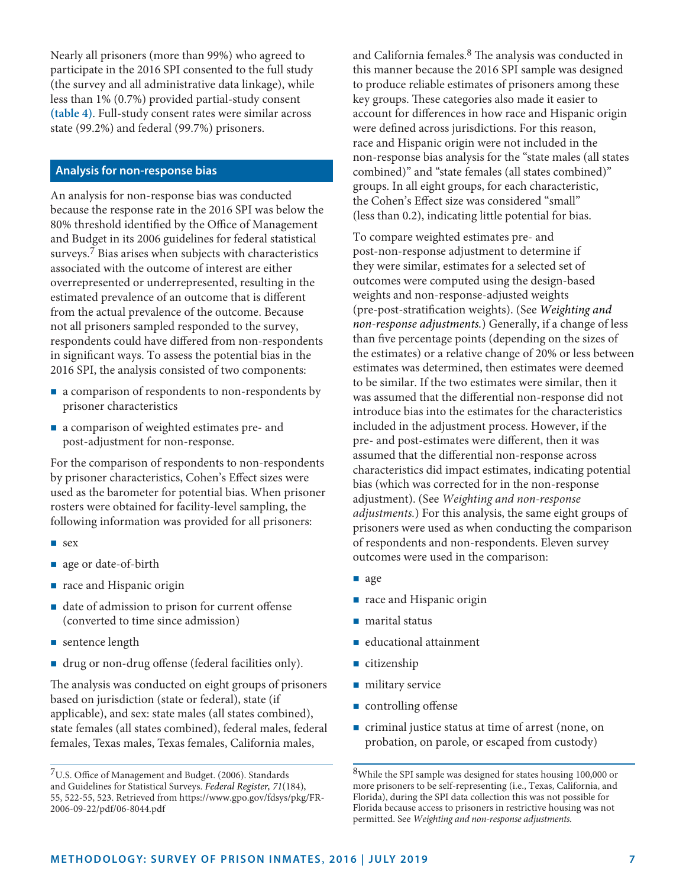Nearly all prisoners (more than 99%) who agreed to participate in the 2016 SPI consented to the full study (the survey and all administrative data linkage), while less than 1% (0.7%) provided partial-study consent **(table 4)**. Full-study consent rates were similar across state (99.2%) and federal (99.7%) prisoners.

## Analysis for non-response bias

An analysis for non-response bias was conducted because the response rate in the 2016 SPI was below the 80% threshold identified by the Office of Management and Budget in its 2006 guidelines for federal statistical surveys.[7] Bias arises when subjects with characteristics associated with the outcome of interest are either overrepresented or underrepresented, resulting in the estimated prevalence of an outcome that is different from the actual prevalence of the outcome. Because not all prisoners sampled responded to the survey, respondents could have differed from non-respondents in significant ways. To assess the potential bias in the 2016 SPI, the analysis consisted of two components:

- a comparison of respondents to non-respondents by prisoner characteristics
- a comparison of weighted estimates pre- and post-adjustment for non-response.

For the comparison of respondents to non-respondents by prisoner characteristics, Cohen's Effect sizes were used as the barometer for potential bias. When prisoner rosters were obtained for facility-level sampling, the following information was provided for all prisoners:

- sex
- age or date-of-birth
- race and Hispanic origin
- date of admission to prison for current offense (converted to time since admission)
- sentence length
- drug or non-drug offense (federal facilities only).

The analysis was conducted on eight groups of prisoners based on jurisdiction (state or federal), state (if applicable), and sex: state males (all states combined), state females (all states combined), federal males, federal females, Texas males, Texas females, California males, and California females.[8] The analysis was conducted in this manner because the 2016 SPI sample was designed to produce reliable estimates of prisoners among these key groups. These categories also made it easier to account for differences in how race and Hispanic origin were defined across jurisdictions. For this reason, race and Hispanic origin were not included in the non-response bias analysis for the "state males (all states combined)" and "state females (all states combined)" groups. In all eight groups, for each characteristic, the Cohen's Effect size was considered "small" (less than 0.2), indicating little potential for bias.

To compare weighted estimates pre- and post-non-response adjustment to determine if they were similar, estimates for a selected set of outcomes were computed using the design-based weights and non-response-adjusted weights (pre-post-stratification weights). (See *Weighting and non-response adjustments.*) Generally, if a change of less than five percentage points (depending on the sizes of the estimates) or a relative change of 20% or less between estimates was determined, then estimates were deemed to be similar. If the two estimates were similar, then it was assumed that the differential non-response did not introduce bias into the estimates for the characteristics included in the adjustment process. However, if the pre- and post-estimates were different, then it was assumed that the differential non-response across characteristics did impact estimates, indicating potential bias (which was corrected for in the non-response adjustment). (See *Weighting and non-response adjustments.*) For this analysis, the same eight groups of prisoners were used as when conducting the comparison of respondents and non-respondents. Eleven survey outcomes were used in the comparison:

- age
- race and Hispanic origin
- marital status
- educational attainment
- citizenship
- military service
- controlling offense
- criminal justice status at time of arrest (none, on probation, on parole, or escaped from custody)

---

[7]U.S. Office of Management and Budget. (2006). Standards and Guidelines for Statistical Surveys. *Federal Register, 71*(184), 55, 522-55, 523. Retrieved from https://www.gpo.gov/fdsys/pkg/FR-2006-09-22/pdf/06-8044.pdf

[8]While the SPI sample was designed for states housing 100,000 or more prisoners to be self-representing (i.e., Texas, California, and Florida), during the SPI data collection this was not possible for Florida because access to prisoners in restrictive housing was not permitted. See *Weighting and non-response adjustments.*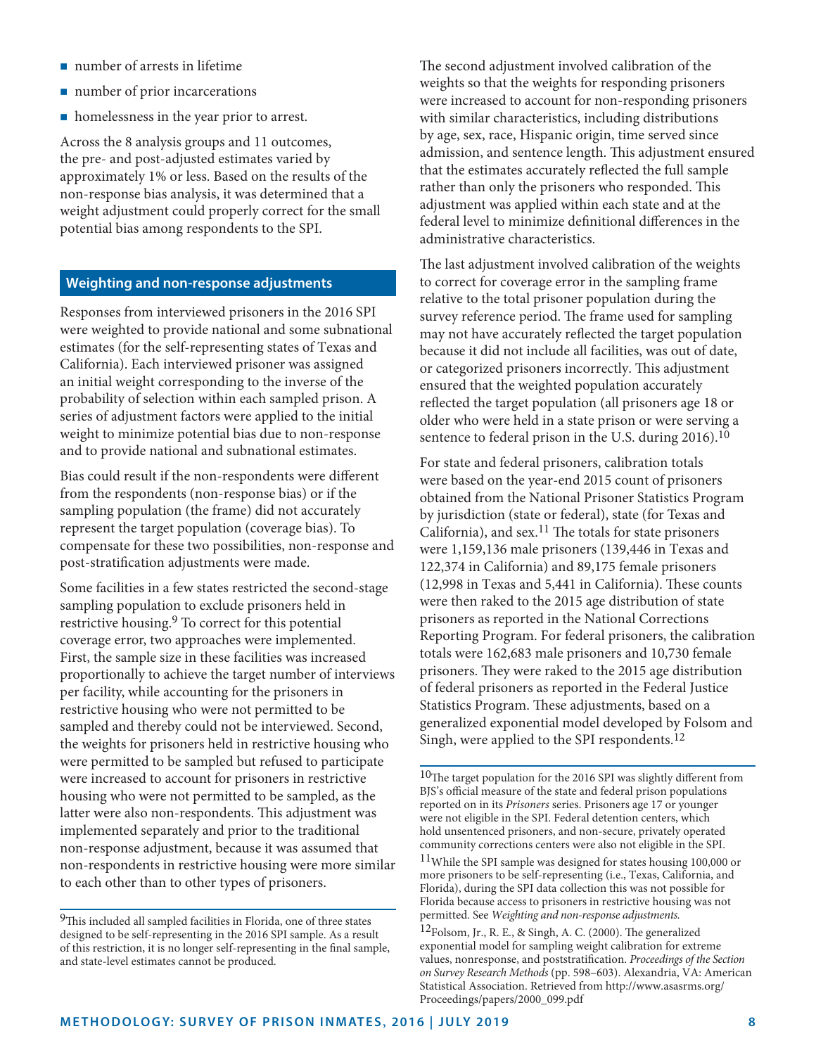- number of arrests in lifetime
- number of prior incarcerations
- homelessness in the year prior to arrest.

Across the 8 analysis groups and 11 outcomes, the pre- and post-adjusted estimates varied by approximately 1% or less. Based on the results of the non-response bias analysis, it was determined that a weight adjustment could properly correct for the small potential bias among respondents to the SPI.

## Weighting and non-response adjustments

Responses from interviewed prisoners in the 2016 SPI were weighted to provide national and some subnational estimates (for the self-representing states of Texas and California). Each interviewed prisoner was assigned an initial weight corresponding to the inverse of the probability of selection within each sampled prison. A series of adjustment factors were applied to the initial weight to minimize potential bias due to non-response and to provide national and subnational estimates.

Bias could result if the non-respondents were different from the respondents (non-response bias) or if the sampling population (the frame) did not accurately represent the target population (coverage bias). To compensate for these two possibilities, non-response and post-stratification adjustments were made.

Some facilities in a few states restricted the second-stage sampling population to exclude prisoners held in restrictive housing.[9] To correct for this potential coverage error, two approaches were implemented. First, the sample size in these facilities was increased proportionally to achieve the target number of interviews per facility, while accounting for the prisoners in restrictive housing who were not permitted to be sampled and thereby could not be interviewed. Second, the weights for prisoners held in restrictive housing who were permitted to be sampled but refused to participate were increased to account for prisoners in restrictive housing who were not permitted to be sampled, as the latter were also non-respondents. This adjustment was implemented separately and prior to the traditional non-response adjustment, because it was assumed that non-respondents in restrictive housing were more similar to each other than to other types of prisoners.

The second adjustment involved calibration of the weights so that the weights for responding prisoners were increased to account for non-responding prisoners with similar characteristics, including distributions by age, sex, race, Hispanic origin, time served since admission, and sentence length. This adjustment ensured that the estimates accurately reflected the full sample rather than only the prisoners who responded. This adjustment was applied within each state and at the federal level to minimize definitional differences in the administrative characteristics.

The last adjustment involved calibration of the weights to correct for coverage error in the sampling frame relative to the total prisoner population during the survey reference period. The frame used for sampling may not have accurately reflected the target population because it did not include all facilities, was out of date, or categorized prisoners incorrectly. This adjustment ensured that the weighted population accurately reflected the target population (all prisoners age 18 or older who were held in a state prison or were serving a sentence to federal prison in the U.S. during 2016).[10]

For state and federal prisoners, calibration totals were based on the year-end 2015 count of prisoners obtained from the National Prisoner Statistics Program by jurisdiction (state or federal), state (for Texas and California), and sex.[11] The totals for state prisoners were 1,159,136 male prisoners (139,446 in Texas and 122,374 in California) and 89,175 female prisoners (12,998 in Texas and 5,441 in California). These counts were then raked to the 2015 age distribution of state prisoners as reported in the National Corrections Reporting Program. For federal prisoners, the calibration totals were 162,683 male prisoners and 10,730 female prisoners. They were raked to the 2015 age distribution of federal prisoners as reported in the Federal Justice Statistics Program. These adjustments, based on a generalized exponential model developed by Folsom and Singh, were applied to the SPI respondents.[12]

---

[9]This included all sampled facilities in Florida, one of three states designed to be self-representing in the 2016 SPI sample. As a result of this restriction, it is no longer self-representing in the final sample, and state-level estimates cannot be produced.

[10]The target population for the 2016 SPI was slightly different from BJS's official measure of the state and federal prison populations reported on in its *Prisoners* series. Prisoners age 17 or younger were not eligible in the SPI. Federal detention centers, which hold unsentenced prisoners, and non-secure, privately operated community corrections centers were also not eligible in the SPI.

[11]While the SPI sample was designed for states housing 100,000 or more prisoners to be self-representing (i.e., Texas, California, and Florida), during the SPI data collection this was not possible for Florida because access to prisoners in restrictive housing was not permitted. See *Weighting and non-response adjustments.*

[12]Folsom, Jr., R. E., & Singh, A. C. (2000). The generalized exponential model for sampling weight calibration for extreme values, nonresponse, and poststratification. *Proceedings of the Section on Survey Research Methods* (pp. 598–603). Alexandria, VA: American Statistical Association. Retrieved from http://www.asasrms.org/Proceedings/papers/2000_099.pdf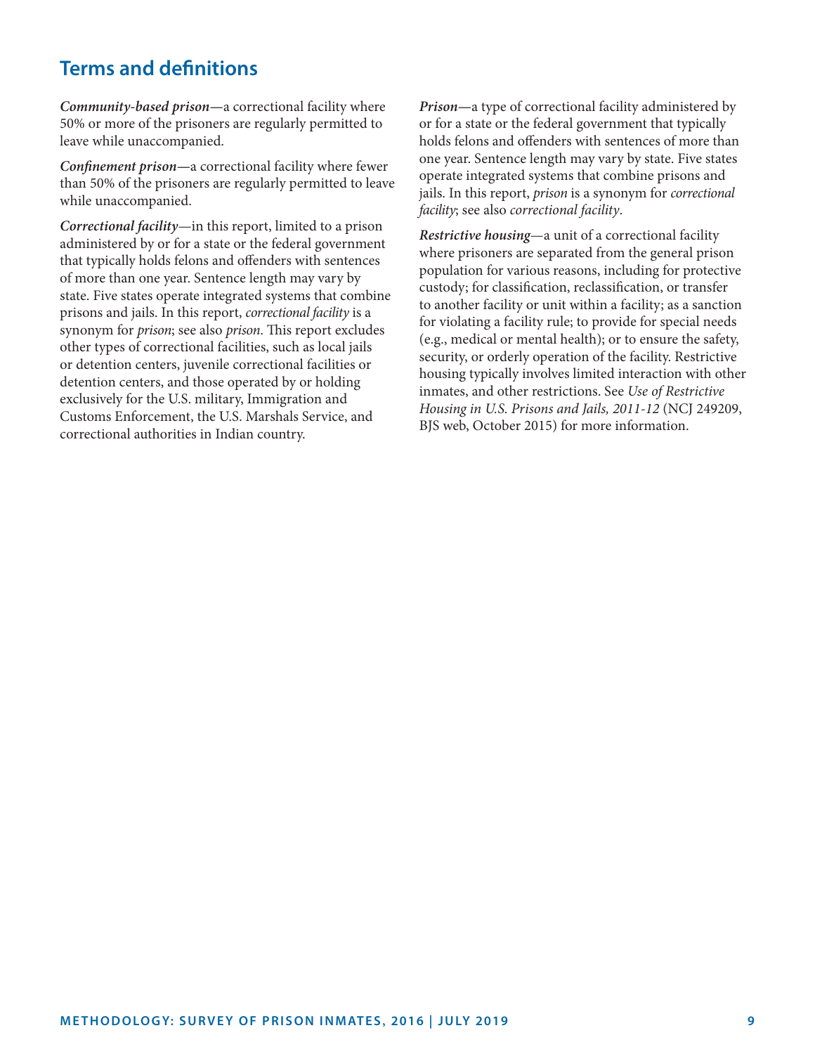## Terms and definitions

***Community-based prison***—a correctional facility where 50% or more of the prisoners are regularly permitted to leave while unaccompanied.

***Confinement prison***—a correctional facility where fewer than 50% of the prisoners are regularly permitted to leave while unaccompanied.

***Correctional facility***—in this report, limited to a prison administered by or for a state or the federal government that typically holds felons and offenders with sentences of more than one year. Sentence length may vary by state. Five states operate integrated systems that combine prisons and jails. In this report, *correctional facility* is a synonym for *prison*; see also *prison*. This report excludes other types of correctional facilities, such as local jails or detention centers, juvenile correctional facilities or detention centers, and those operated by or holding exclusively for the U.S. military, Immigration and Customs Enforcement, the U.S. Marshals Service, and correctional authorities in Indian country.

***Prison***—a type of correctional facility administered by or for a state or the federal government that typically holds felons and offenders with sentences of more than one year. Sentence length may vary by state. Five states operate integrated systems that combine prisons and jails. In this report, *prison* is a synonym for *correctional facility*; see also *correctional facility*.

***Restrictive housing***—a unit of a correctional facility where prisoners are separated from the general prison population for various reasons, including for protective custody; for classification, reclassification, or transfer to another facility or unit within a facility; as a sanction for violating a facility rule; to provide for special needs (e.g., medical or mental health); or to ensure the safety, security, or orderly operation of the facility. Restrictive housing typically involves limited interaction with other inmates, and other restrictions. See *Use of Restrictive Housing in U.S. Prisons and Jails, 2011-12* (NCJ 249209, BJS web, October 2015) for more information.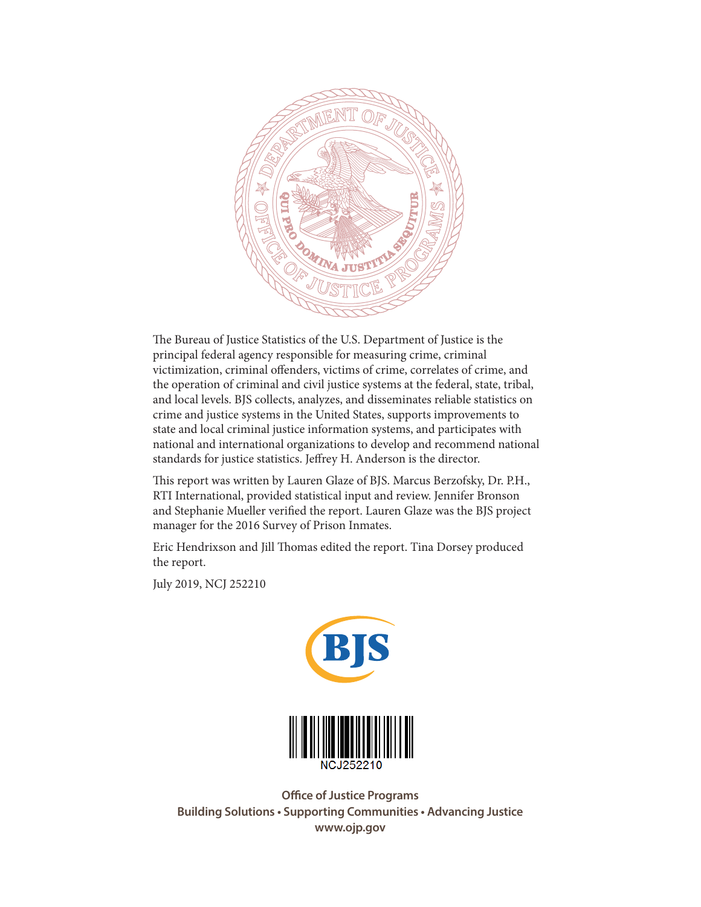The Bureau of Justice Statistics of the U.S. Department of Justice is the principal federal agency responsible for measuring crime, criminal victimization, criminal offenders, victims of crime, correlates of crime, and the operation of criminal and civil justice systems at the federal, state, tribal, and local levels. BJS collects, analyzes, and disseminates reliable statistics on crime and justice systems in the United States, supports improvements to state and local criminal justice information systems, and participates with national and international organizations to develop and recommend national standards for justice statistics. Jeffrey H. Anderson is the director.

This report was written by Lauren Glaze of BJS. Marcus Berzofsky, Dr. P.H., RTI International, provided statistical input and review. Jennifer Bronson and Stephanie Mueller verified the report. Lauren Glaze was the BJS project manager for the 2016 Survey of Prison Inmates.

Eric Hendrixson and Jill Thomas edited the report. Tina Dorsey produced the report.

July 2019, NCJ 252210

NCJ252210

**Office of Justice Programs**
**Building Solutions • Supporting Communities • Advancing Justice**
**www.ojp.gov**